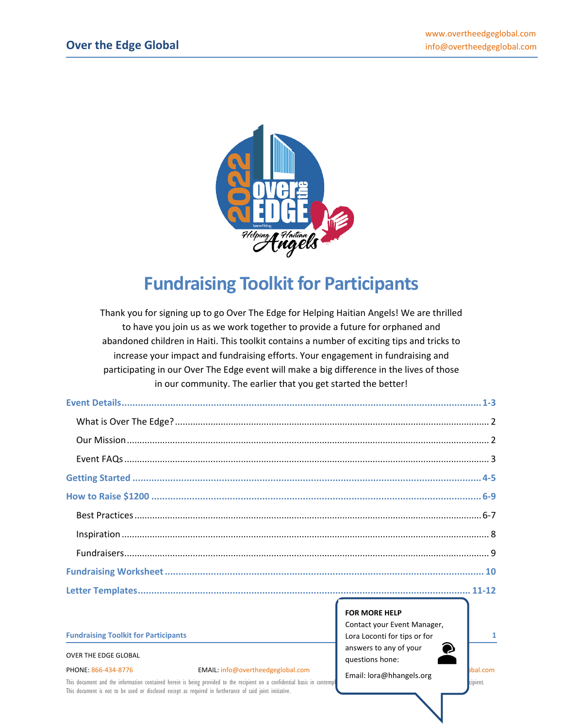# Fundraising Toolkit for Participants

Thank you for signing up to go Over The Edge for Helping Haitian Angels! We are thrilled to have you join us as we work together to provide a future for orphaned and abandoned children in Haiti. This toolkit contains a number of exciting tips and tricks to increase your impact and fundraising efforts. Your engagement in fundraising and participating in our Over The Edge event will make a big difference in the lives of those in our community. The earlier that you get started the better!

**Event Details** ..... 1-3

- What is Over The Edge? ..... 2
- Our Mission ..... 2
- Event FAQs ..... 3

**Getting Started** ..... 4-5

**How to Raise $1200** ..... 6-9

- Best Practices ..... 6-7
- Inspiration ..... 8
- Fundraisers ..... 9

**Fundraising Worksheet** ..... 10

**Letter Templates** ..... 11-12

**FOR MORE HELP**
Contact your Event Manager, Lora Loconti for tips or for answers to any of your questions hone:

Email: lora@hhangels.org

OVER THE EDGE GLOBAL

PHONE: 866-434-8776 EMAIL: info@overtheedgeglobal.com

This document and the information contained herein is being provided to the recipient on a confidential basis in contempl... ...cipient. This document is not to be used or disclosed except as required in furtherance of said joint initiative.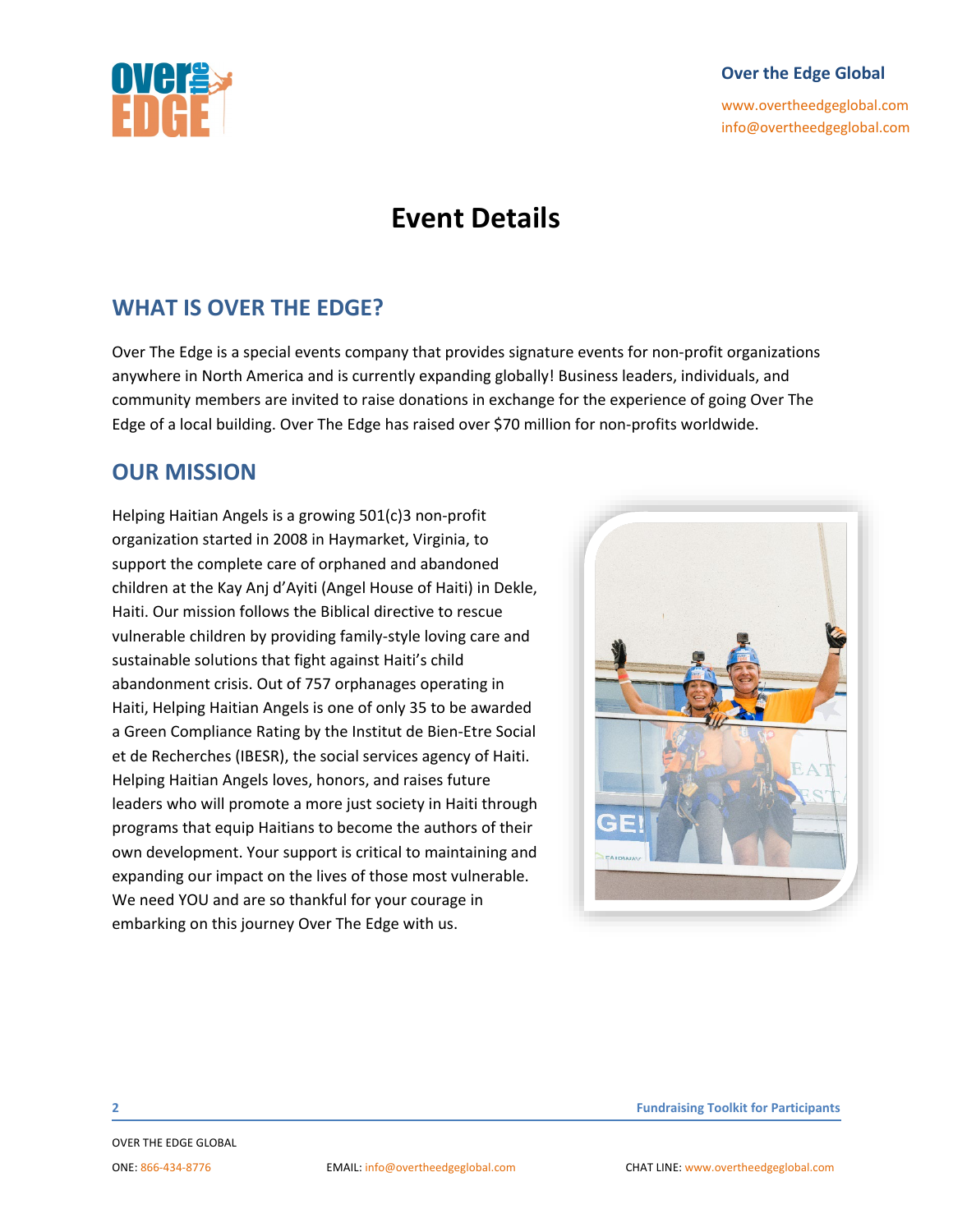# Event Details

## WHAT IS OVER THE EDGE?

Over The Edge is a special events company that provides signature events for non-profit organizations anywhere in North America and is currently expanding globally! Business leaders, individuals, and community members are invited to raise donations in exchange for the experience of going Over The Edge of a local building. Over The Edge has raised over $70 million for non-profits worldwide.

## OUR MISSION

Helping Haitian Angels is a growing 501(c)3 non-profit organization started in 2008 in Haymarket, Virginia, to support the complete care of orphaned and abandoned children at the Kay Anj d'Ayiti (Angel House of Haiti) in Dekle, Haiti. Our mission follows the Biblical directive to rescue vulnerable children by providing family-style loving care and sustainable solutions that fight against Haiti's child abandonment crisis. Out of 757 orphanages operating in Haiti, Helping Haitian Angels is one of only 35 to be awarded a Green Compliance Rating by the Institut de Bien-Etre Social et de Recherches (IBESR), the social services agency of Haiti. Helping Haitian Angels loves, honors, and raises future leaders who will promote a more just society in Haiti through programs that equip Haitians to become the authors of their own development. Your support is critical to maintaining and expanding our impact on the lives of those most vulnerable. We need YOU and are so thankful for your courage in embarking on this journey Over The Edge with us.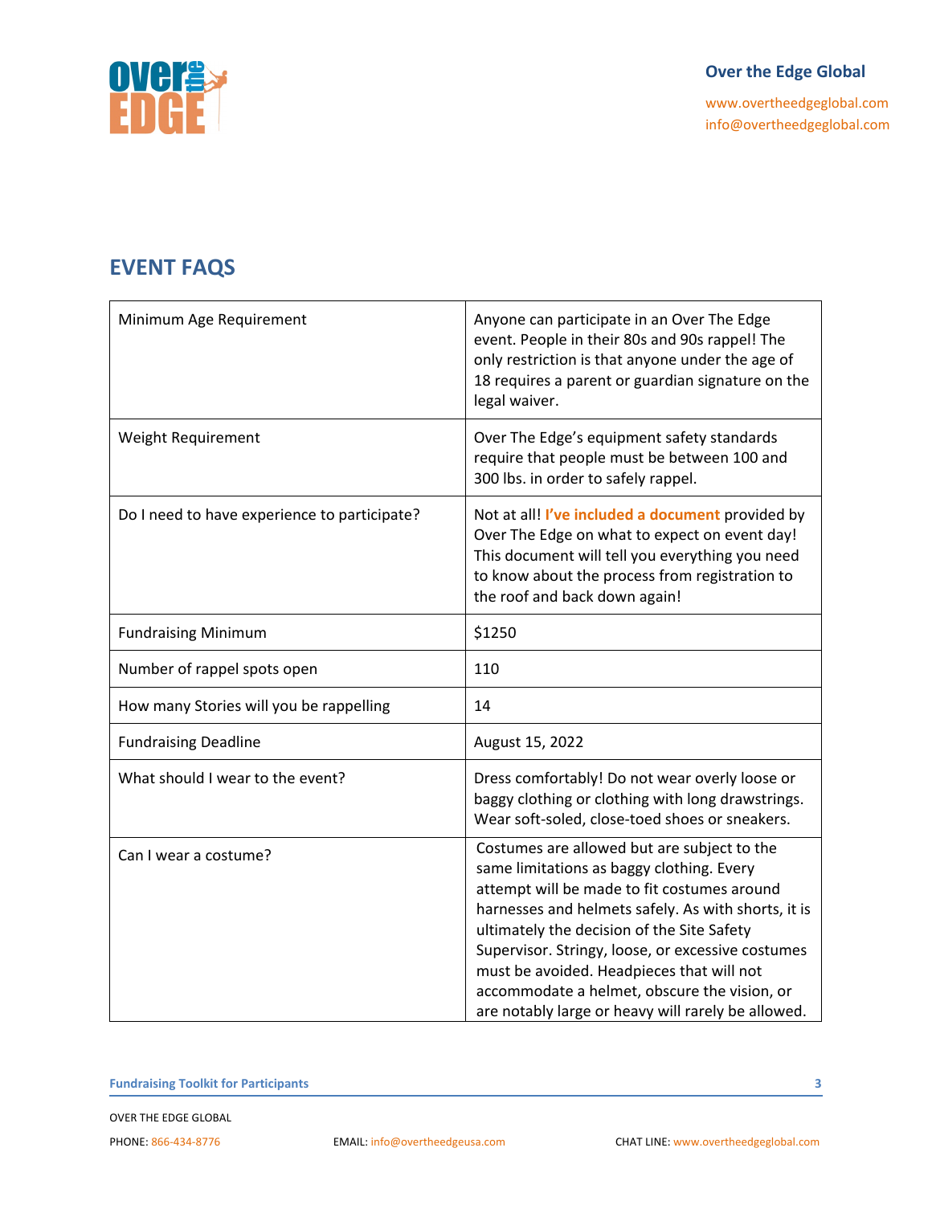## EVENT FAQS

| | |
|---|---|
| Minimum Age Requirement | Anyone can participate in an Over The Edge event. People in their 80s and 90s rappel! The only restriction is that anyone under the age of 18 requires a parent or guardian signature on the legal waiver. |
| Weight Requirement | Over The Edge's equipment safety standards require that people must be between 100 and 300 lbs. in order to safely rappel. |
| Do I need to have experience to participate? | Not at all! **I've included a document** provided by Over The Edge on what to expect on event day! This document will tell you everything you need to know about the process from registration to the roof and back down again! |
| Fundraising Minimum | $1250 |
| Number of rappel spots open | 110 |
| How many Stories will you be rappelling | 14 |
| Fundraising Deadline | August 15, 2022 |
| What should I wear to the event? | Dress comfortably! Do not wear overly loose or baggy clothing or clothing with long drawstrings. Wear soft-soled, close-toed shoes or sneakers. |
| Can I wear a costume? | Costumes are allowed but are subject to the same limitations as baggy clothing. Every attempt will be made to fit costumes around harnesses and helmets safely. As with shorts, it is ultimately the decision of the Site Safety Supervisor. Stringy, loose, or excessive costumes must be avoided. Headpieces that will not accommodate a helmet, obscure the vision, or are notably large or heavy will rarely be allowed. |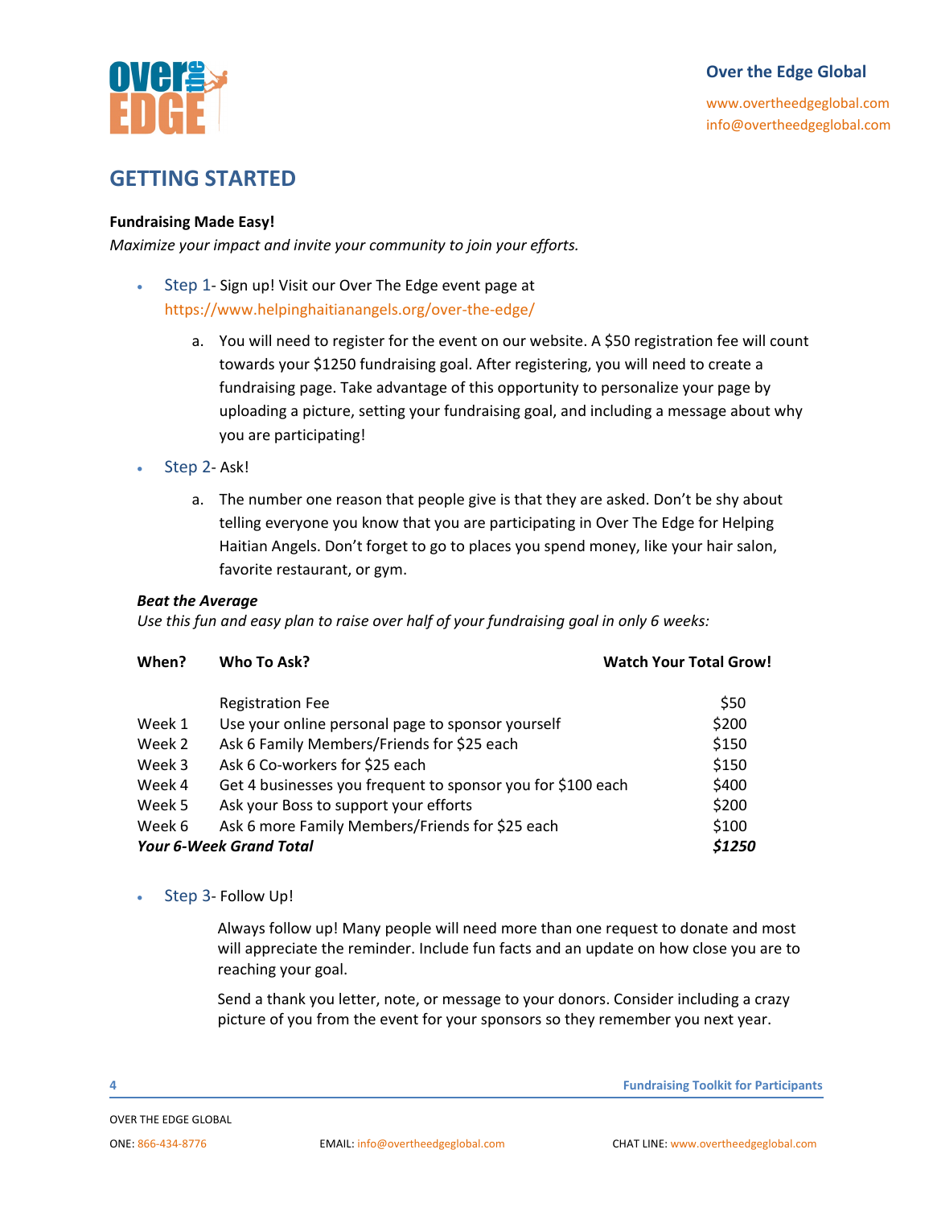Over the Edge Global

www.overtheedgeglobal.com
info@overtheedgeglobal.com

## GETTING STARTED

**Fundraising Made Easy!**

*Maximize your impact and invite your community to join your efforts.*

- Step 1- Sign up! Visit our Over The Edge event page at https://www.helpinghaitianangels.org/over-the-edge/
  a. You will need to register for the event on our website. A $50 registration fee will count towards your $1250 fundraising goal. After registering, you will need to create a fundraising page. Take advantage of this opportunity to personalize your page by uploading a picture, setting your fundraising goal, and including a message about why you are participating!
- Step 2- Ask!
  a. The number one reason that people give is that they are asked. Don't be shy about telling everyone you know that you are participating in Over The Edge for Helping Haitian Angels. Don't forget to go to places you spend money, like your hair salon, favorite restaurant, or gym.

***Beat the Average***

*Use this fun and easy plan to raise over half of your fundraising goal in only 6 weeks:*

| When? | Who To Ask? | Watch Your Total Grow! |
|---|---|---|
| | Registration Fee | $50 |
| Week 1 | Use your online personal page to sponsor yourself | $200 |
| Week 2 | Ask 6 Family Members/Friends for $25 each | $150 |
| Week 3 | Ask 6 Co-workers for $25 each | $150 |
| Week 4 | Get 4 businesses you frequent to sponsor you for $100 each | $400 |
| Week 5 | Ask your Boss to support your efforts | $200 |
| Week 6 | Ask 6 more Family Members/Friends for $25 each | $100 |
| ***Your 6-Week Grand Total*** | | ***$1250*** |

- Step 3- Follow Up!

  Always follow up! Many people will need more than one request to donate and most will appreciate the reminder. Include fun facts and an update on how close you are to reaching your goal.

  Send a thank you letter, note, or message to your donors. Consider including a crazy picture of you from the event for your sponsors so they remember you next year.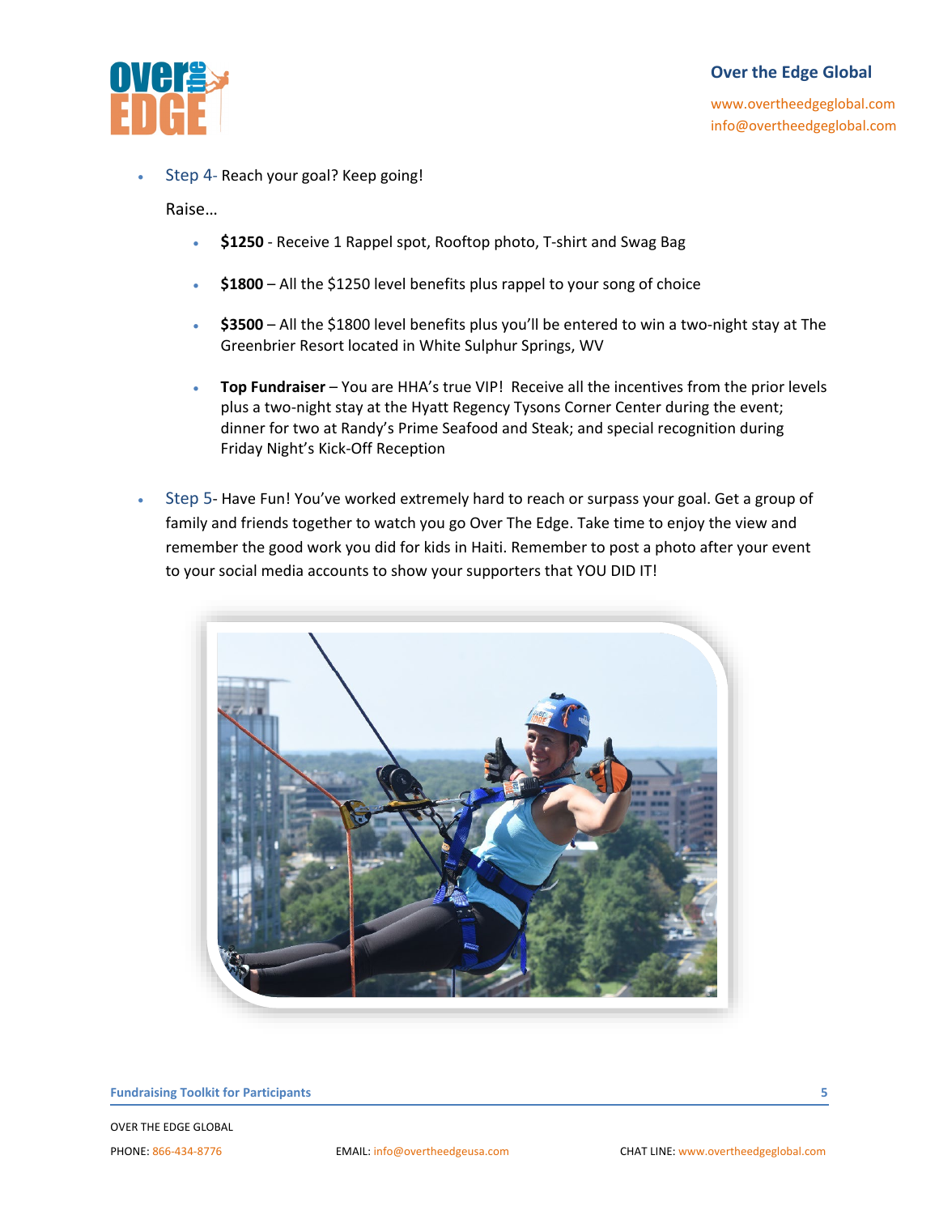- Step 4- Reach your goal? Keep going!

  Raise…

  - **$1250** - Receive 1 Rappel spot, Rooftop photo, T-shirt and Swag Bag
  - **$1800** – All the $1250 level benefits plus rappel to your song of choice
  - **$3500** – All the $1800 level benefits plus you'll be entered to win a two-night stay at The Greenbrier Resort located in White Sulphur Springs, WV
  - **Top Fundraiser** – You are HHA's true VIP! Receive all the incentives from the prior levels plus a two-night stay at the Hyatt Regency Tysons Corner Center during the event; dinner for two at Randy's Prime Seafood and Steak; and special recognition during Friday Night's Kick-Off Reception

- Step 5- Have Fun! You've worked extremely hard to reach or surpass your goal. Get a group of family and friends together to watch you go Over The Edge. Take time to enjoy the view and remember the good work you did for kids in Haiti. Remember to post a photo after your event to your social media accounts to show your supporters that YOU DID IT!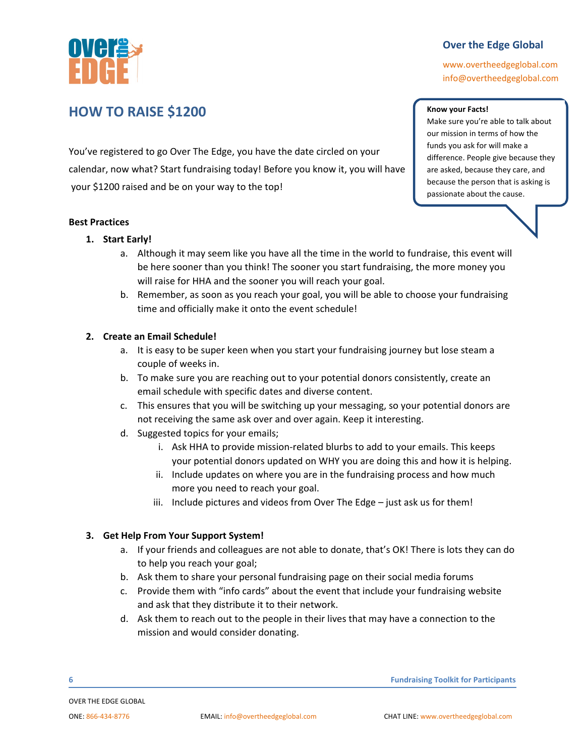# HOW TO RAISE $1200

**Know your Facts!**
Make sure you're able to talk about our mission in terms of how the funds you ask for will make a difference. People give because they are asked, because they care, and because the person that is asking is passionate about the cause.

You've registered to go Over The Edge, you have the date circled on your calendar, now what? Start fundraising today! Before you know it, you will have your $1200 raised and be on your way to the top!

**Best Practices**

1. **Start Early!**
   a. Although it may seem like you have all the time in the world to fundraise, this event will be here sooner than you think! The sooner you start fundraising, the more money you will raise for HHA and the sooner you will reach your goal.
   b. Remember, as soon as you reach your goal, you will be able to choose your fundraising time and officially make it onto the event schedule!

2. **Create an Email Schedule!**
   a. It is easy to be super keen when you start your fundraising journey but lose steam a couple of weeks in.
   b. To make sure you are reaching out to your potential donors consistently, create an email schedule with specific dates and diverse content.
   c. This ensures that you will be switching up your messaging, so your potential donors are not receiving the same ask over and over again. Keep it interesting.
   d. Suggested topics for your emails;
      i. Ask HHA to provide mission-related blurbs to add to your emails. This keeps your potential donors updated on WHY you are doing this and how it is helping.
      ii. Include updates on where you are in the fundraising process and how much more you need to reach your goal.
      iii. Include pictures and videos from Over The Edge – just ask us for them!

3. **Get Help From Your Support System!**
   a. If your friends and colleagues are not able to donate, that's OK! There is lots they can do to help you reach your goal;
   b. Ask them to share your personal fundraising page on their social media forums
   c. Provide them with "info cards" about the event that include your fundraising website and ask that they distribute it to their network.
   d. Ask them to reach out to the people in their lives that may have a connection to the mission and would consider donating.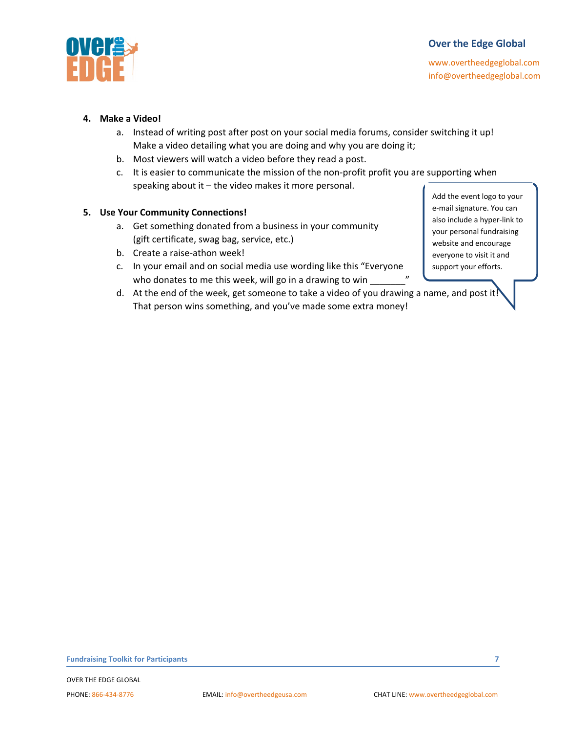4. **Make a Video!**
   a. Instead of writing post after post on your social media forums, consider switching it up! Make a video detailing what you are doing and why you are doing it;
   b. Most viewers will watch a video before they read a post.
   c. It is easier to communicate the mission of the non-profit profit you are supporting when speaking about it – the video makes it more personal.

5. **Use Your Community Connections!**
   a. Get something donated from a business in your community (gift certificate, swag bag, service, etc.)
   b. Create a raise-athon week!
   c. In your email and on social media use wording like this "Everyone who donates to me this week, will go in a drawing to win _______"
   d. At the end of the week, get someone to take a video of you drawing a name, and post it! That person wins something, and you've made some extra money!

Add the event logo to your e-mail signature. You can also include a hyper-link to your personal fundraising website and encourage everyone to visit it and support your efforts.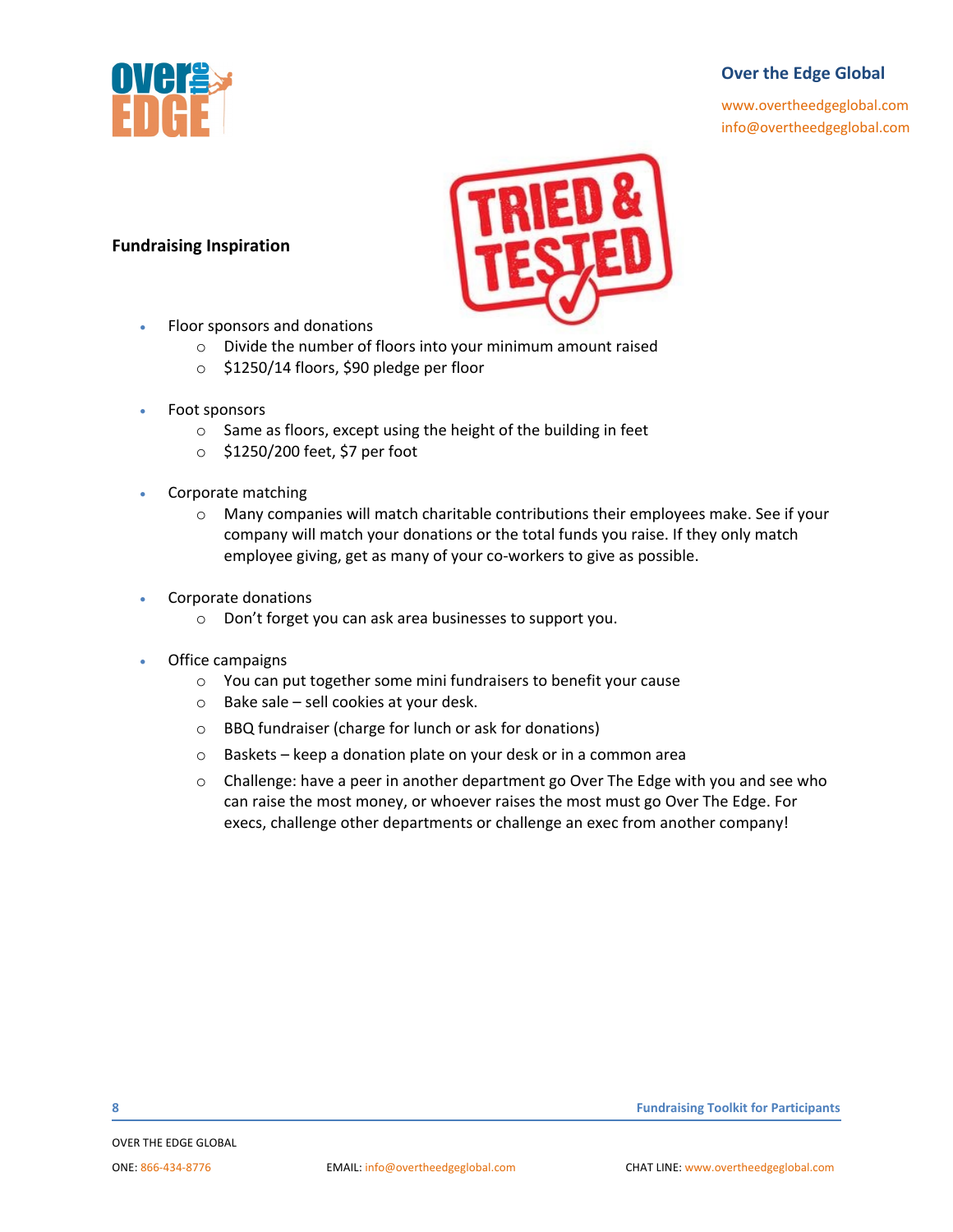**Fundraising Inspiration**

- Floor sponsors and donations
  - Divide the number of floors into your minimum amount raised
  - $1250/14 floors, $90 pledge per floor

- Foot sponsors
  - Same as floors, except using the height of the building in feet
  - $1250/200 feet, $7 per foot

- Corporate matching
  - Many companies will match charitable contributions their employees make. See if your company will match your donations or the total funds you raise. If they only match employee giving, get as many of your co-workers to give as possible.

- Corporate donations
  - Don't forget you can ask area businesses to support you.

- Office campaigns
  - You can put together some mini fundraisers to benefit your cause
  - Bake sale – sell cookies at your desk.
  - BBQ fundraiser (charge for lunch or ask for donations)
  - Baskets – keep a donation plate on your desk or in a common area
  - Challenge: have a peer in another department go Over The Edge with you and see who can raise the most money, or whoever raises the most must go Over The Edge. For execs, challenge other departments or challenge an exec from another company!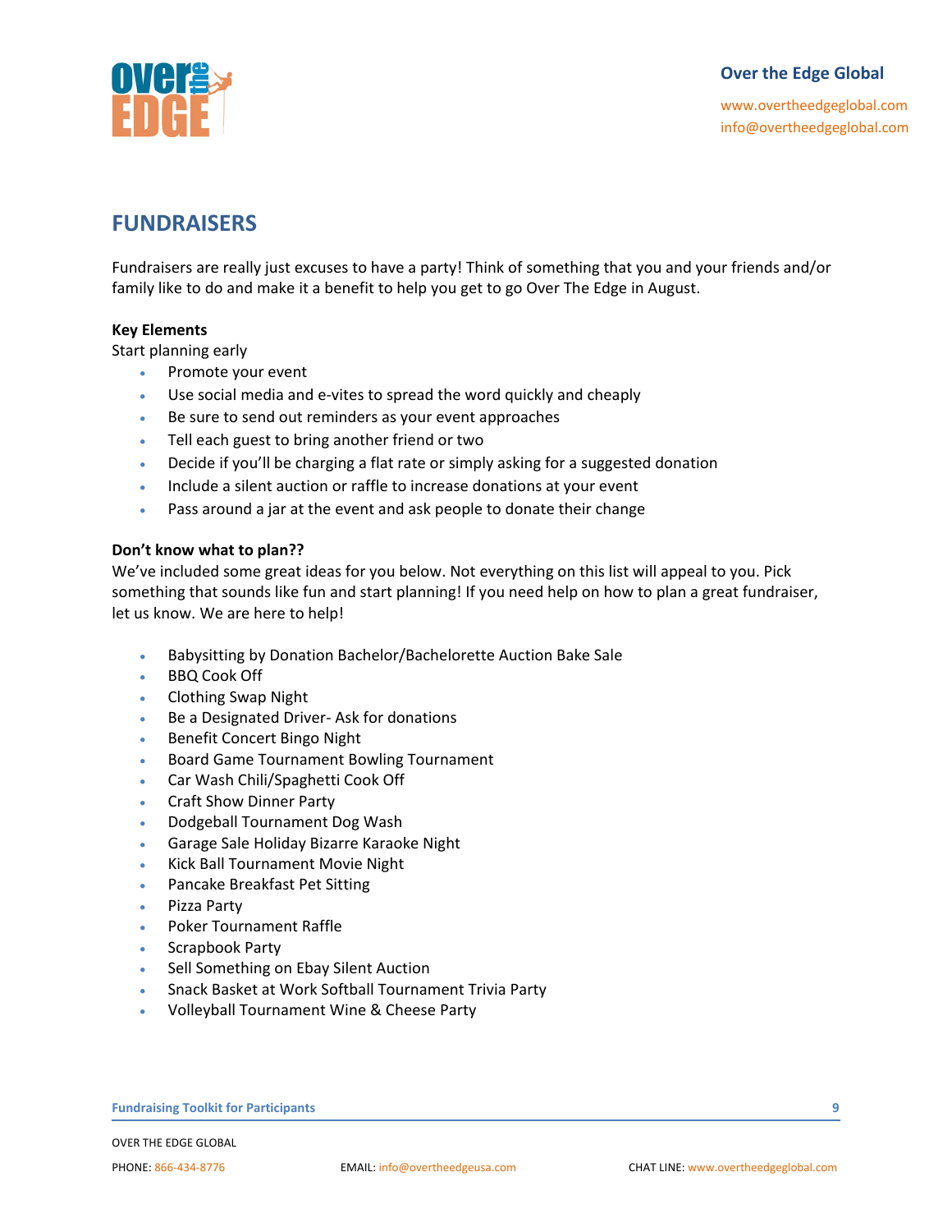## FUNDRAISERS

Fundraisers are really just excuses to have a party! Think of something that you and your friends and/or family like to do and make it a benefit to help you get to go Over The Edge in August.

**Key Elements**

Start planning early

- Promote your event
- Use social media and e-vites to spread the word quickly and cheaply
- Be sure to send out reminders as your event approaches
- Tell each guest to bring another friend or two
- Decide if you'll be charging a flat rate or simply asking for a suggested donation
- Include a silent auction or raffle to increase donations at your event
- Pass around a jar at the event and ask people to donate their change

**Don't know what to plan??**

We've included some great ideas for you below. Not everything on this list will appeal to you. Pick something that sounds like fun and start planning! If you need help on how to plan a great fundraiser, let us know. We are here to help!

- Babysitting by Donation Bachelor/Bachelorette Auction Bake Sale
- BBQ Cook Off
- Clothing Swap Night
- Be a Designated Driver- Ask for donations
- Benefit Concert Bingo Night
- Board Game Tournament Bowling Tournament
- Car Wash Chili/Spaghetti Cook Off
- Craft Show Dinner Party
- Dodgeball Tournament Dog Wash
- Garage Sale Holiday Bizarre Karaoke Night
- Kick Ball Tournament Movie Night
- Pancake Breakfast Pet Sitting
- Pizza Party
- Poker Tournament Raffle
- Scrapbook Party
- Sell Something on Ebay Silent Auction
- Snack Basket at Work Softball Tournament Trivia Party
- Volleyball Tournament Wine & Cheese Party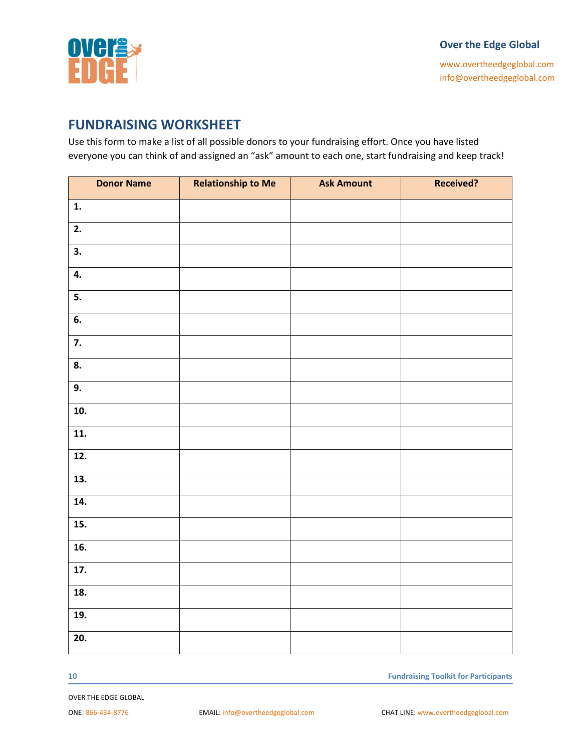Over the Edge Global

www.overtheedgeglobal.com
info@overtheedgeglobal.com

## FUNDRAISING WORKSHEET

Use this form to make a list of all possible donors to your fundraising effort. Once you have listed everyone you can think of and assigned an "ask" amount to each one, start fundraising and keep track!

| Donor Name | Relationship to Me | Ask Amount | Received? |
|---|---|---|---|
| **1.** | | | |
| **2.** | | | |
| **3.** | | | |
| **4.** | | | |
| **5.** | | | |
| **6.** | | | |
| **7.** | | | |
| **8.** | | | |
| **9.** | | | |
| **10.** | | | |
| **11.** | | | |
| **12.** | | | |
| **13.** | | | |
| **14.** | | | |
| **15.** | | | |
| **16.** | | | |
| **17.** | | | |
| **18.** | | | |
| **19.** | | | |
| **20.** | | | |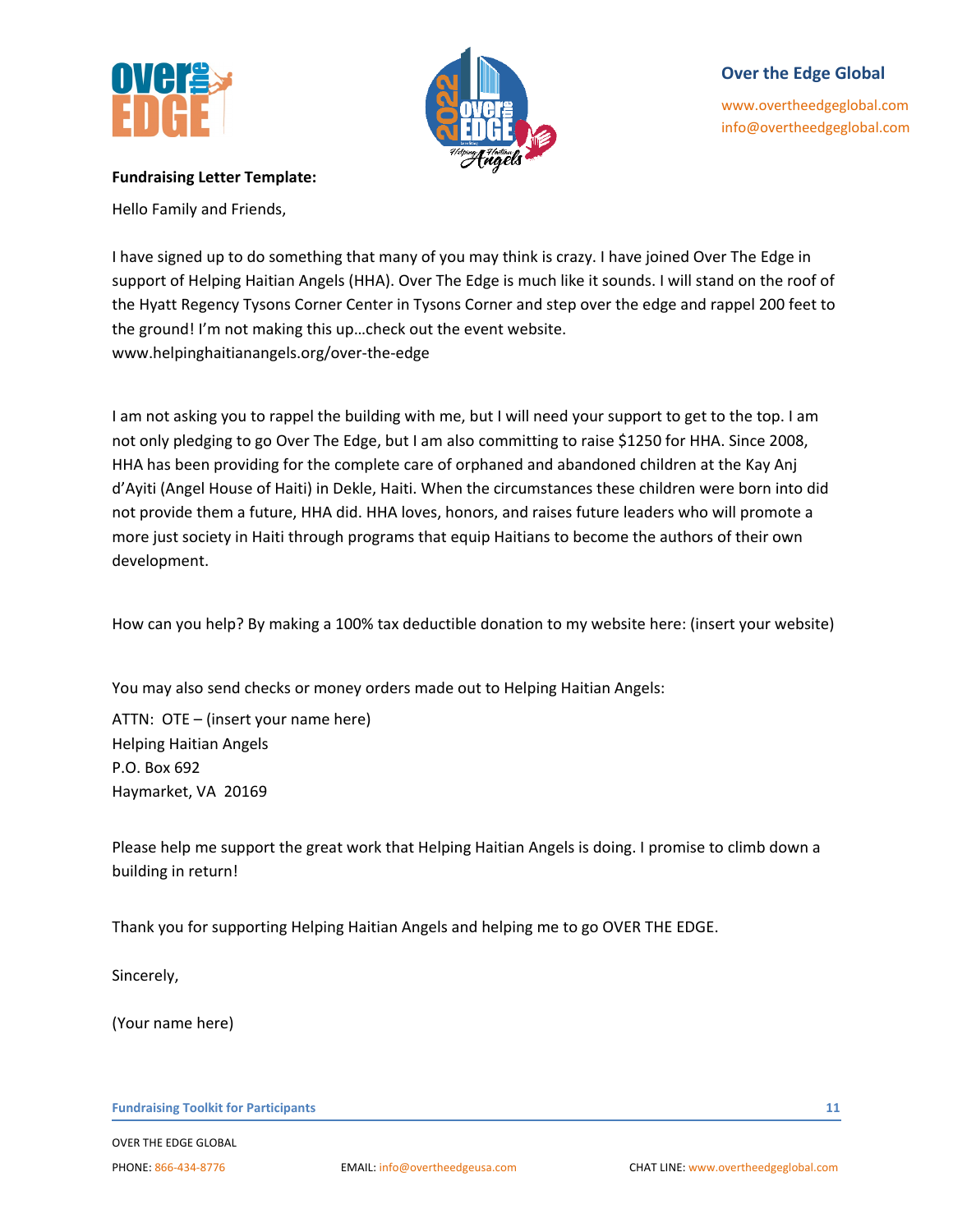Over the Edge Global

www.overtheedgeglobal.com
info@overtheedgeglobal.com

**Fundraising Letter Template:**

Hello Family and Friends,

I have signed up to do something that many of you may think is crazy. I have joined Over The Edge in support of Helping Haitian Angels (HHA). Over The Edge is much like it sounds. I will stand on the roof of the Hyatt Regency Tysons Corner Center in Tysons Corner and step over the edge and rappel 200 feet to the ground! I'm not making this up…check out the event website. www.helpinghaitianangels.org/over-the-edge

I am not asking you to rappel the building with me, but I will need your support to get to the top. I am not only pledging to go Over The Edge, but I am also committing to raise $1250 for HHA. Since 2008, HHA has been providing for the complete care of orphaned and abandoned children at the Kay Anj d'Ayiti (Angel House of Haiti) in Dekle, Haiti. When the circumstances these children were born into did not provide them a future, HHA did. HHA loves, honors, and raises future leaders who will promote a more just society in Haiti through programs that equip Haitians to become the authors of their own development.

How can you help? By making a 100% tax deductible donation to my website here: (insert your website)

You may also send checks or money orders made out to Helping Haitian Angels:

ATTN: OTE – (insert your name here)
Helping Haitian Angels
P.O. Box 692
Haymarket, VA 20169

Please help me support the great work that Helping Haitian Angels is doing. I promise to climb down a building in return!

Thank you for supporting Helping Haitian Angels and helping me to go OVER THE EDGE.

Sincerely,

(Your name here)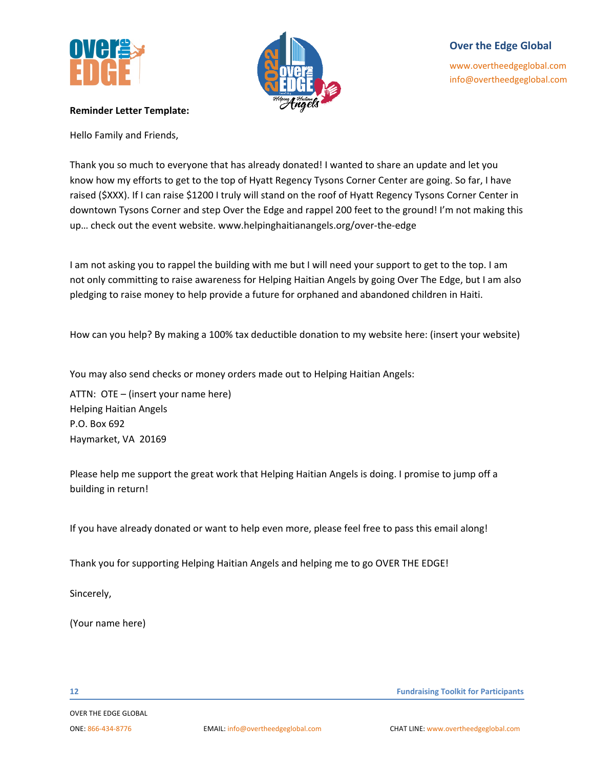**Over the Edge Global**

www.overtheedgeglobal.com
info@overtheedgeglobal.com

**Reminder Letter Template:**

Hello Family and Friends,

Thank you so much to everyone that has already donated! I wanted to share an update and let you know how my efforts to get to the top of Hyatt Regency Tysons Corner Center are going. So far, I have raised ($XXX). If I can raise $1200 I truly will stand on the roof of Hyatt Regency Tysons Corner Center in downtown Tysons Corner and step Over the Edge and rappel 200 feet to the ground! I'm not making this up… check out the event website. www.helpinghaitianangels.org/over-the-edge

I am not asking you to rappel the building with me but I will need your support to get to the top. I am not only committing to raise awareness for Helping Haitian Angels by going Over The Edge, but I am also pledging to raise money to help provide a future for orphaned and abandoned children in Haiti.

How can you help? By making a 100% tax deductible donation to my website here: (insert your website)

You may also send checks or money orders made out to Helping Haitian Angels:

ATTN: OTE – (insert your name here)
Helping Haitian Angels
P.O. Box 692
Haymarket, VA 20169

Please help me support the great work that Helping Haitian Angels is doing. I promise to jump off a building in return!

If you have already donated or want to help even more, please feel free to pass this email along!

Thank you for supporting Helping Haitian Angels and helping me to go OVER THE EDGE!

Sincerely,

(Your name here)

OVER THE EDGE GLOBAL

ONE: 866-434-8776 EMAIL: info@overtheedgeglobal.com CHAT LINE: www.overtheedgeglobal.com